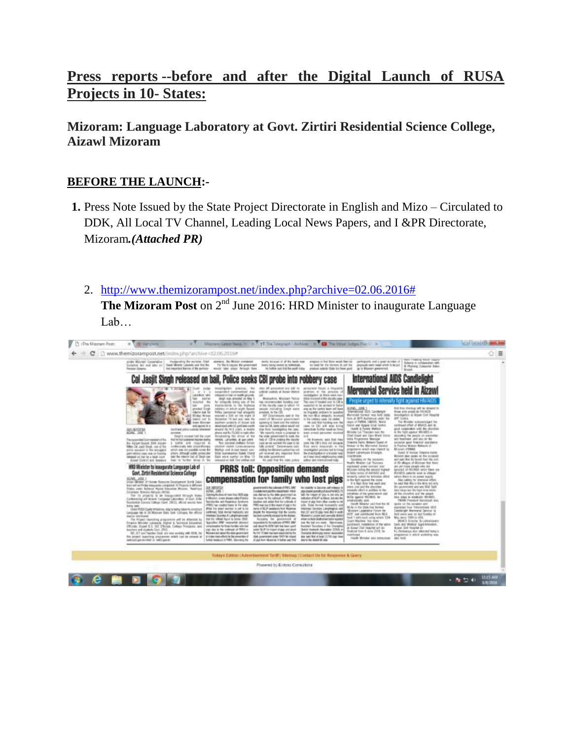# Press reports --before and after the Digital Launch of RUSA Projects in 10- States:

## Mizoram: Language Laboratory at Govt. Zirtiri Residential Science College, Aizawl Mizoram

**BEFORE THE LAUNCH:-**

1. Press Note Issued by the State Project Directorate in English and Mizo – Circulated to DDK, All Local TV Channel, Leading Local News Papers, and I &PR Directorate, Mizoram. ***(Attached PR)***

2. [http://www.themizorampost.net/index.php?archive=02.06.2016#](http://www.themizorampost.net/index.php?archive=02.06.2016#)
   **The Mizoram Post** on 2nd June 2016: HRD Minister to inaugurate Language Lab…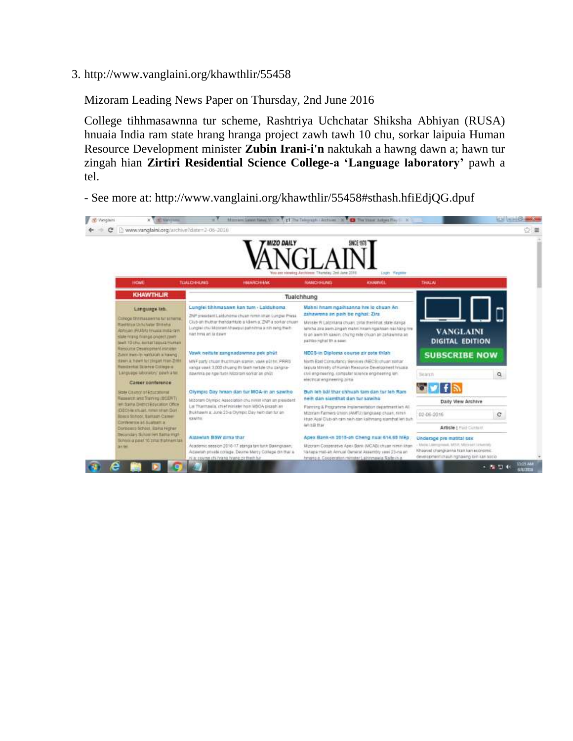3. http://www.vanglaini.org/khawthlir/55458

   Mizoram Leading News Paper on Thursday, 2nd June 2016

   College tihhmasawnna tur scheme, Rashtriya Uchchatar Shiksha Abhiyan (RUSA) hnuaia India ram state hrang hranga project zawh tawh 10 chu, sorkar laipuia Human Resource Development minister **Zubin Irani-i'n** naktukah a hawng dawn a; hawn tur zingah hian **Zirtiri Residential Science College-a 'Language laboratory'** pawh a tel.

   \- See more at: http://www.vanglaini.org/khawthlir/55458#sthash.hfiEdjQG.dpuf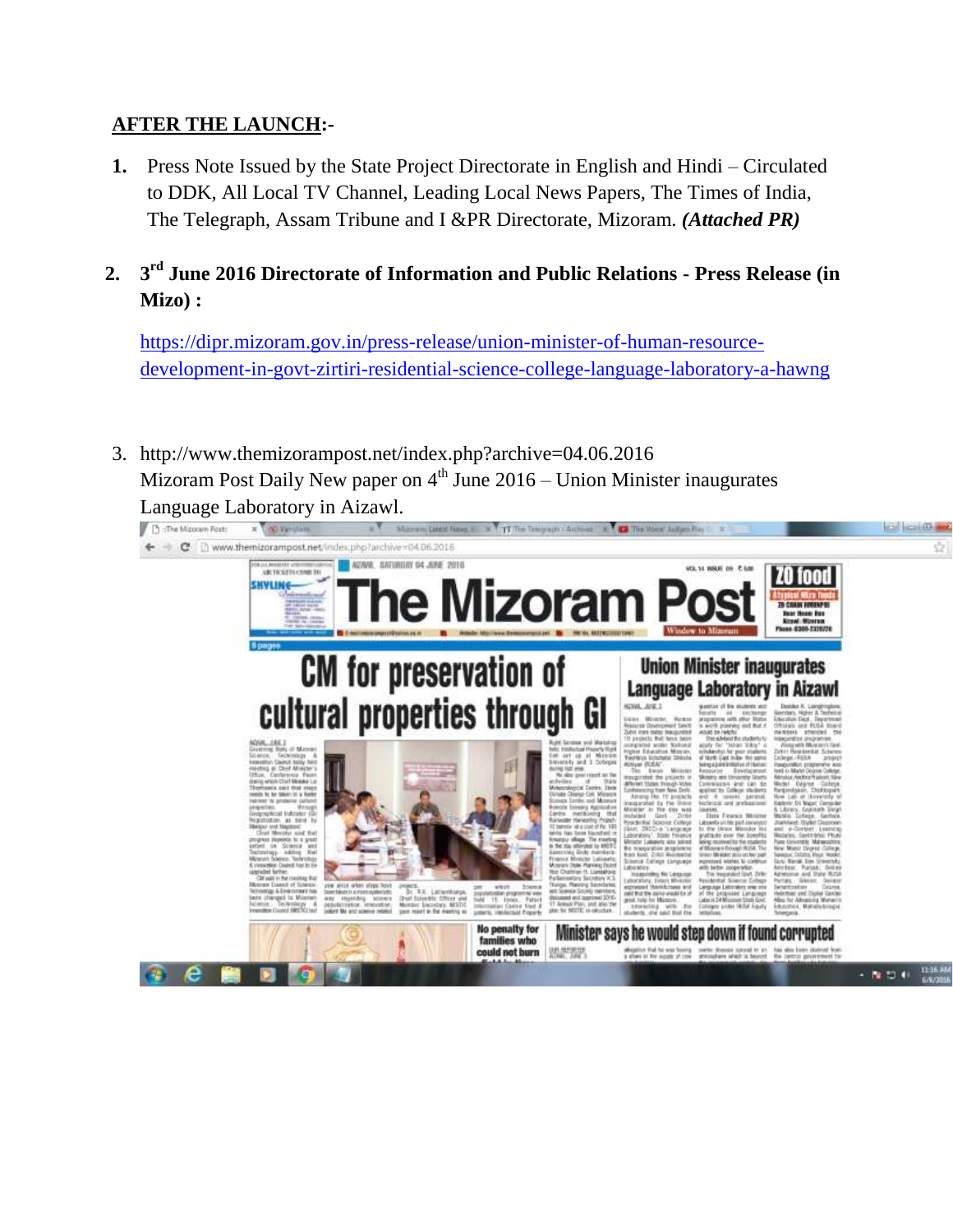**AFTER THE LAUNCH:-**

1. Press Note Issued by the State Project Directorate in English and Hindi – Circulated to DDK, All Local TV Channel, Leading Local News Papers, The Times of India, The Telegraph, Assam Tribune and I &PR Directorate, Mizoram. ***(Attached PR)***

2. **3rd June 2016 Directorate of Information and Public Relations - Press Release (in Mizo) :**

   https://dipr.mizoram.gov.in/press-release/union-minister-of-human-resource-development-in-govt-zirtiri-residential-science-college-language-laboratory-a-hawng

3. http://www.themizorampost.net/index.php?archive=04.06.2016
   Mizoram Post Daily New paper on 4th June 2016 – Union Minister inaugurates Language Laboratory in Aizawl.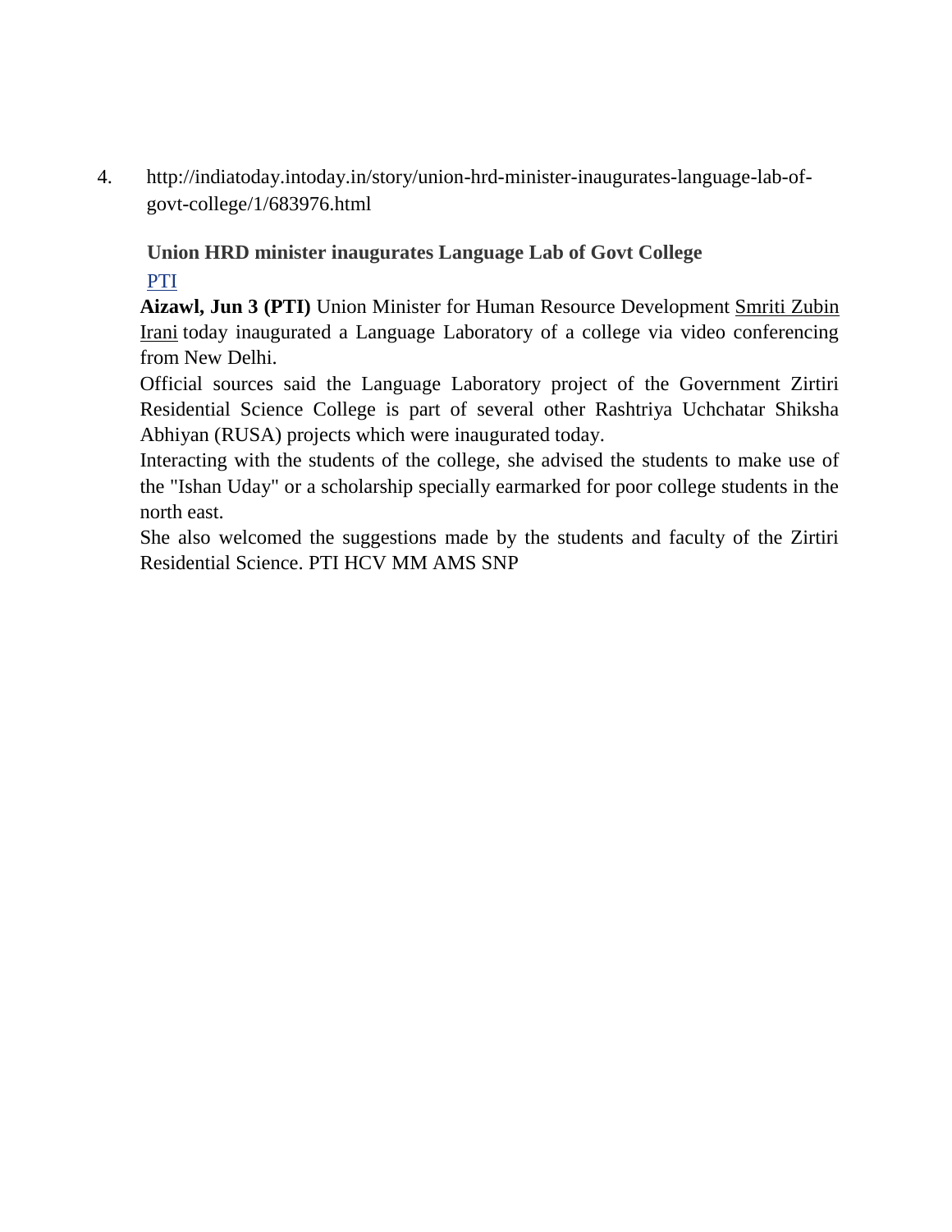4. http://indiatoday.intoday.in/story/union-hrd-minister-inaugurates-language-lab-of-govt-college/1/683976.html

**Union HRD minister inaugurates Language Lab of Govt College**

PTI

**Aizawl, Jun 3 (PTI)** Union Minister for Human Resource Development Smriti Zubin Irani today inaugurated a Language Laboratory of a college via video conferencing from New Delhi.

Official sources said the Language Laboratory project of the Government Zirtiri Residential Science College is part of several other Rashtriya Uchchatar Shiksha Abhiyan (RUSA) projects which were inaugurated today.

Interacting with the students of the college, she advised the students to make use of the "Ishan Uday" or a scholarship specially earmarked for poor college students in the north east.

She also welcomed the suggestions made by the students and faculty of the Zirtiri Residential Science. PTI HCV MM AMS SNP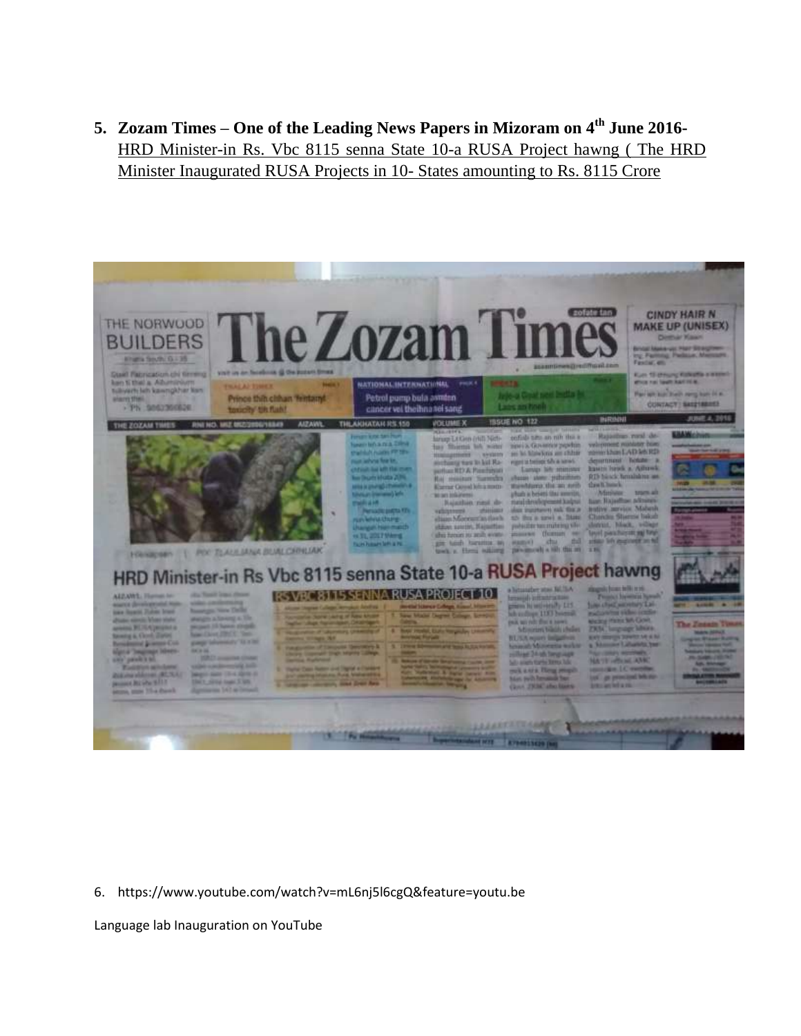5. **Zozam Times – One of the Leading News Papers in Mizoram on 4[th] June 2016-** HRD Minister-in Rs. Vbc 8115 senna State 10-a RUSA Project hawng ( The HRD Minister Inaugurated RUSA Projects in 10- States amounting to Rs. 8115 Crore

6. https://www.youtube.com/watch?v=mL6nj5l6cgQ&feature=youtu.be

Language lab Inauguration on YouTube